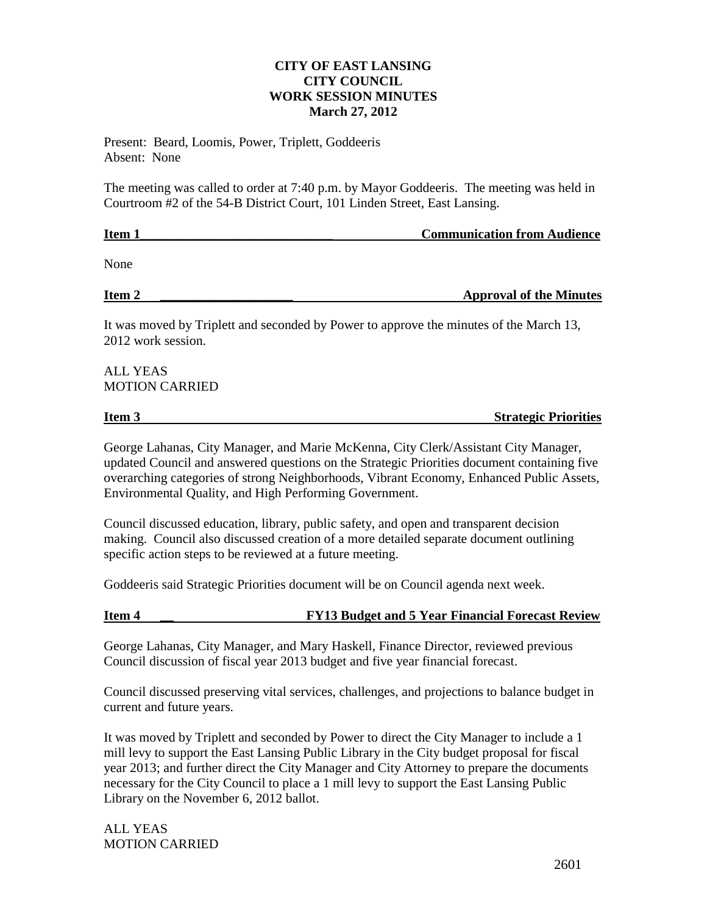# CITY OF EAST LANSING
# CITY COUNCIL
# WORK SESSION MINUTES
**March 27, 2012**

Present: Beard, Loomis, Power, Triplett, Goddeeris
Absent: None

The meeting was called to order at 7:40 p.m. by Mayor Goddeeris. The meeting was held in Courtroom #2 of the 54-B District Court, 101 Linden Street, East Lansing.

## Item 1 — Communication from Audience

None

## Item 2 — Approval of the Minutes

It was moved by Triplett and seconded by Power to approve the minutes of the March 13, 2012 work session.

ALL YEAS
MOTION CARRIED

## Item 3 — Strategic Priorities

George Lahanas, City Manager, and Marie McKenna, City Clerk/Assistant City Manager, updated Council and answered questions on the Strategic Priorities document containing five overarching categories of strong Neighborhoods, Vibrant Economy, Enhanced Public Assets, Environmental Quality, and High Performing Government.

Council discussed education, library, public safety, and open and transparent decision making. Council also discussed creation of a more detailed separate document outlining specific action steps to be reviewed at a future meeting.

Goddeeris said Strategic Priorities document will be on Council agenda next week.

## Item 4 — FY13 Budget and 5 Year Financial Forecast Review

George Lahanas, City Manager, and Mary Haskell, Finance Director, reviewed previous Council discussion of fiscal year 2013 budget and five year financial forecast.

Council discussed preserving vital services, challenges, and projections to balance budget in current and future years.

It was moved by Triplett and seconded by Power to direct the City Manager to include a 1 mill levy to support the East Lansing Public Library in the City budget proposal for fiscal year 2013; and further direct the City Manager and City Attorney to prepare the documents necessary for the City Council to place a 1 mill levy to support the East Lansing Public Library on the November 6, 2012 ballot.

ALL YEAS
MOTION CARRIED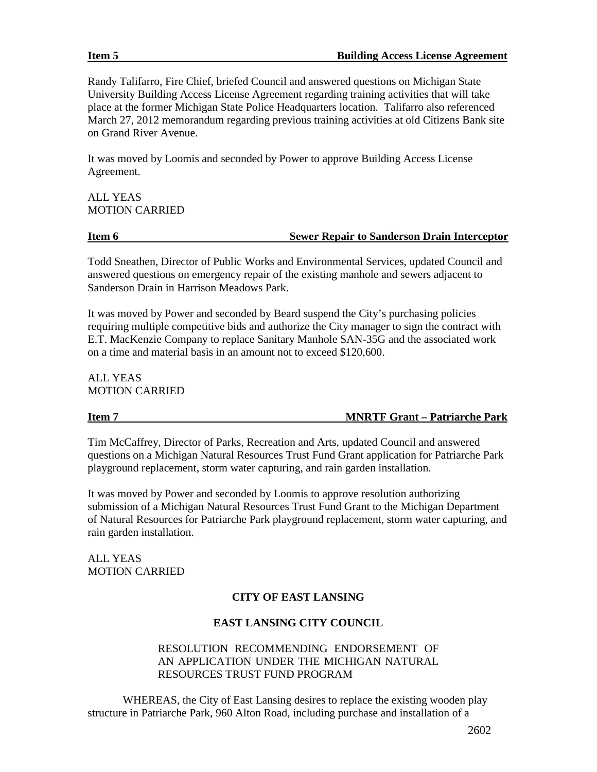**Item 5 Building Access License Agreement**

Randy Talifarro, Fire Chief, briefed Council and answered questions on Michigan State University Building Access License Agreement regarding training activities that will take place at the former Michigan State Police Headquarters location. Talifarro also referenced March 27, 2012 memorandum regarding previous training activities at old Citizens Bank site on Grand River Avenue.

It was moved by Loomis and seconded by Power to approve Building Access License Agreement.

ALL YEAS
MOTION CARRIED

**Item 6 Sewer Repair to Sanderson Drain Interceptor**

Todd Sneathen, Director of Public Works and Environmental Services, updated Council and answered questions on emergency repair of the existing manhole and sewers adjacent to Sanderson Drain in Harrison Meadows Park.

It was moved by Power and seconded by Beard suspend the City's purchasing policies requiring multiple competitive bids and authorize the City manager to sign the contract with E.T. MacKenzie Company to replace Sanitary Manhole SAN-35G and the associated work on a time and material basis in an amount not to exceed $120,600.

ALL YEAS
MOTION CARRIED

**Item 7 MNRTF Grant – Patriarche Park**

Tim McCaffrey, Director of Parks, Recreation and Arts, updated Council and answered questions on a Michigan Natural Resources Trust Fund Grant application for Patriarche Park playground replacement, storm water capturing, and rain garden installation.

It was moved by Power and seconded by Loomis to approve resolution authorizing submission of a Michigan Natural Resources Trust Fund Grant to the Michigan Department of Natural Resources for Patriarche Park playground replacement, storm water capturing, and rain garden installation.

ALL YEAS
MOTION CARRIED

**CITY OF EAST LANSING**

**EAST LANSING CITY COUNCIL**

RESOLUTION RECOMMENDING ENDORSEMENT OF AN APPLICATION UNDER THE MICHIGAN NATURAL RESOURCES TRUST FUND PROGRAM

WHEREAS, the City of East Lansing desires to replace the existing wooden play structure in Patriarche Park, 960 Alton Road, including purchase and installation of a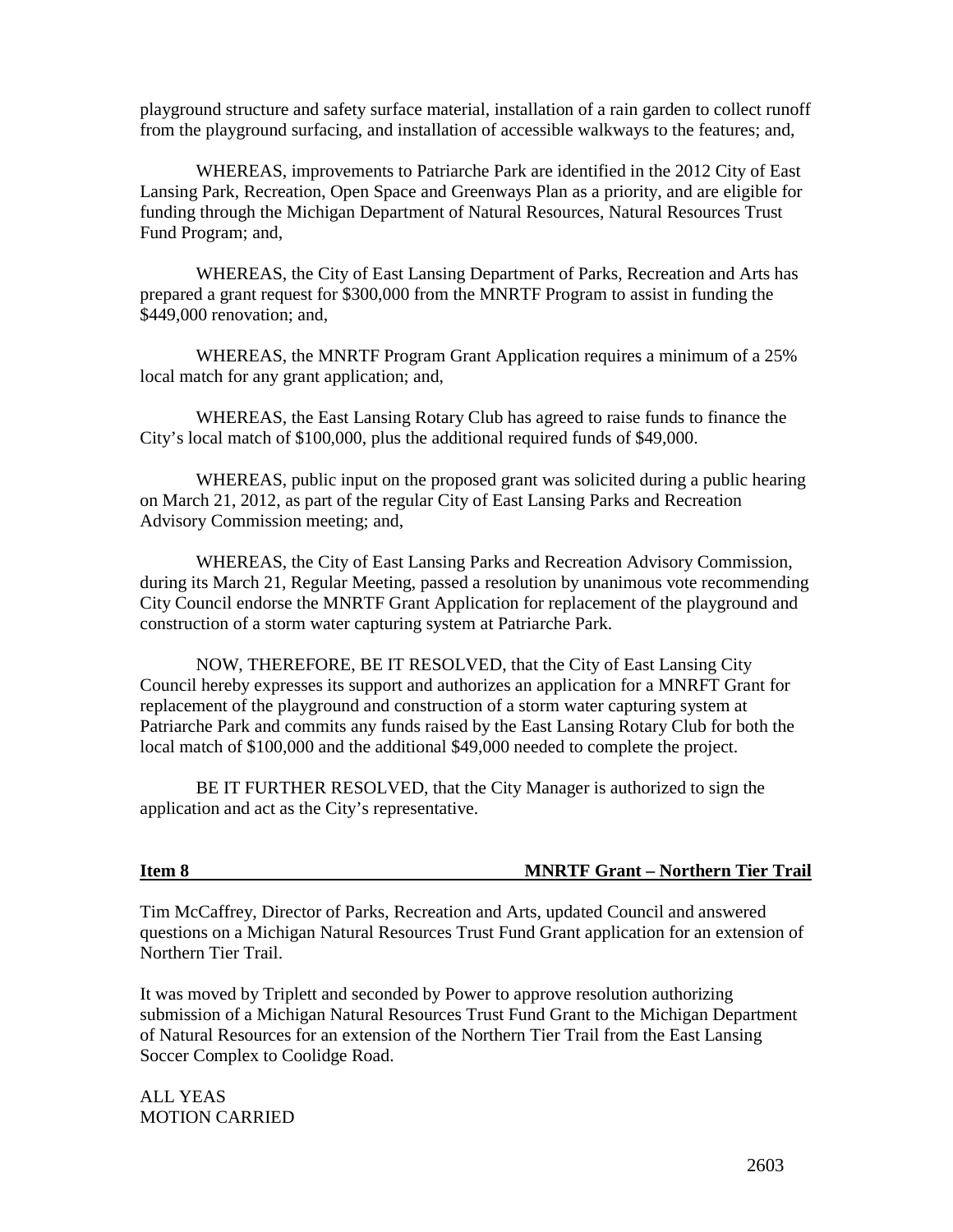playground structure and safety surface material, installation of a rain garden to collect runoff from the playground surfacing, and installation of accessible walkways to the features; and,

WHEREAS, improvements to Patriarche Park are identified in the 2012 City of East Lansing Park, Recreation, Open Space and Greenways Plan as a priority, and are eligible for funding through the Michigan Department of Natural Resources, Natural Resources Trust Fund Program; and,

WHEREAS, the City of East Lansing Department of Parks, Recreation and Arts has prepared a grant request for $300,000 from the MNRTF Program to assist in funding the $449,000 renovation; and,

WHEREAS, the MNRTF Program Grant Application requires a minimum of a 25% local match for any grant application; and,

WHEREAS, the East Lansing Rotary Club has agreed to raise funds to finance the City's local match of $100,000, plus the additional required funds of $49,000.

WHEREAS, public input on the proposed grant was solicited during a public hearing on March 21, 2012, as part of the regular City of East Lansing Parks and Recreation Advisory Commission meeting; and,

WHEREAS, the City of East Lansing Parks and Recreation Advisory Commission, during its March 21, Regular Meeting, passed a resolution by unanimous vote recommending City Council endorse the MNRTF Grant Application for replacement of the playground and construction of a storm water capturing system at Patriarche Park.

NOW, THEREFORE, BE IT RESOLVED, that the City of East Lansing City Council hereby expresses its support and authorizes an application for a MNRFT Grant for replacement of the playground and construction of a storm water capturing system at Patriarche Park and commits any funds raised by the East Lansing Rotary Club for both the local match of $100,000 and the additional $49,000 needed to complete the project.

BE IT FURTHER RESOLVED, that the City Manager is authorized to sign the application and act as the City's representative.

**Item 8 — MNRTF Grant – Northern Tier Trail**

Tim McCaffrey, Director of Parks, Recreation and Arts, updated Council and answered questions on a Michigan Natural Resources Trust Fund Grant application for an extension of Northern Tier Trail.

It was moved by Triplett and seconded by Power to approve resolution authorizing submission of a Michigan Natural Resources Trust Fund Grant to the Michigan Department of Natural Resources for an extension of the Northern Tier Trail from the East Lansing Soccer Complex to Coolidge Road.

ALL YEAS
MOTION CARRIED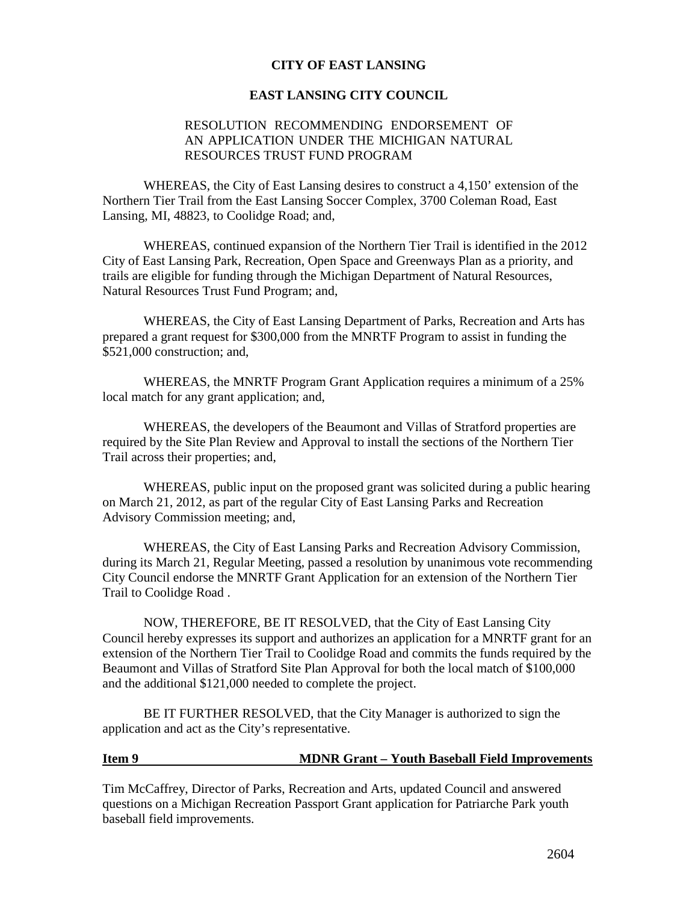**CITY OF EAST LANSING**

**EAST LANSING CITY COUNCIL**

RESOLUTION RECOMMENDING ENDORSEMENT OF AN APPLICATION UNDER THE MICHIGAN NATURAL RESOURCES TRUST FUND PROGRAM

WHEREAS, the City of East Lansing desires to construct a 4,150' extension of the Northern Tier Trail from the East Lansing Soccer Complex, 3700 Coleman Road, East Lansing, MI, 48823, to Coolidge Road; and,

WHEREAS, continued expansion of the Northern Tier Trail is identified in the 2012 City of East Lansing Park, Recreation, Open Space and Greenways Plan as a priority, and trails are eligible for funding through the Michigan Department of Natural Resources, Natural Resources Trust Fund Program; and,

WHEREAS, the City of East Lansing Department of Parks, Recreation and Arts has prepared a grant request for $300,000 from the MNRTF Program to assist in funding the $521,000 construction; and,

WHEREAS, the MNRTF Program Grant Application requires a minimum of a 25% local match for any grant application; and,

WHEREAS, the developers of the Beaumont and Villas of Stratford properties are required by the Site Plan Review and Approval to install the sections of the Northern Tier Trail across their properties; and,

WHEREAS, public input on the proposed grant was solicited during a public hearing on March 21, 2012, as part of the regular City of East Lansing Parks and Recreation Advisory Commission meeting; and,

WHEREAS, the City of East Lansing Parks and Recreation Advisory Commission, during its March 21, Regular Meeting, passed a resolution by unanimous vote recommending City Council endorse the MNRTF Grant Application for an extension of the Northern Tier Trail to Coolidge Road .

NOW, THEREFORE, BE IT RESOLVED, that the City of East Lansing City Council hereby expresses its support and authorizes an application for a MNRTF grant for an extension of the Northern Tier Trail to Coolidge Road and commits the funds required by the Beaumont and Villas of Stratford Site Plan Approval for both the local match of $100,000 and the additional $121,000 needed to complete the project.

BE IT FURTHER RESOLVED, that the City Manager is authorized to sign the application and act as the City's representative.

**Item 9 MDNR Grant – Youth Baseball Field Improvements**

Tim McCaffrey, Director of Parks, Recreation and Arts, updated Council and answered questions on a Michigan Recreation Passport Grant application for Patriarche Park youth baseball field improvements.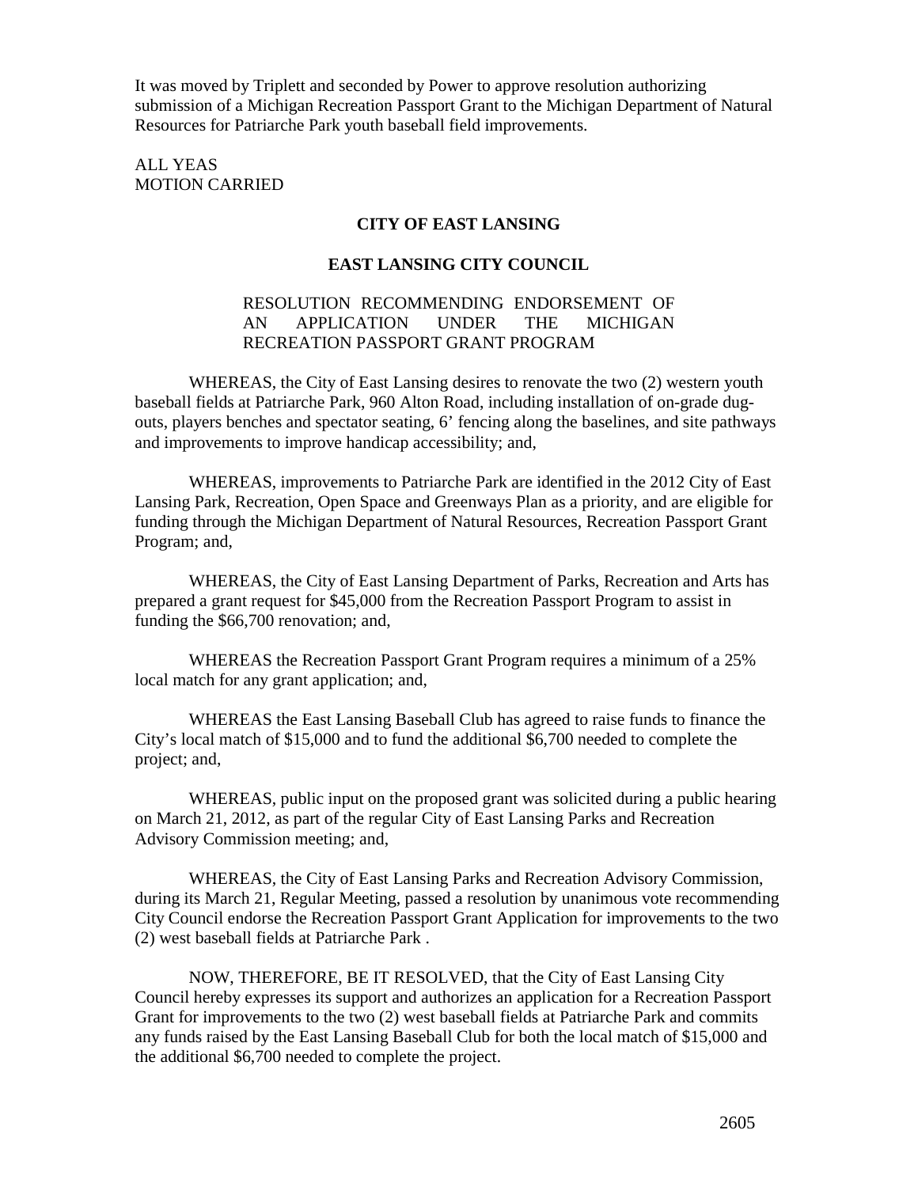It was moved by Triplett and seconded by Power to approve resolution authorizing submission of a Michigan Recreation Passport Grant to the Michigan Department of Natural Resources for Patriarche Park youth baseball field improvements.

ALL YEAS
MOTION CARRIED

**CITY OF EAST LANSING**

**EAST LANSING CITY COUNCIL**

RESOLUTION RECOMMENDING ENDORSEMENT OF AN APPLICATION UNDER THE MICHIGAN RECREATION PASSPORT GRANT PROGRAM

WHEREAS, the City of East Lansing desires to renovate the two (2) western youth baseball fields at Patriarche Park, 960 Alton Road, including installation of on-grade dug-outs, players benches and spectator seating, 6' fencing along the baselines, and site pathways and improvements to improve handicap accessibility; and,

WHEREAS, improvements to Patriarche Park are identified in the 2012 City of East Lansing Park, Recreation, Open Space and Greenways Plan as a priority, and are eligible for funding through the Michigan Department of Natural Resources, Recreation Passport Grant Program; and,

WHEREAS, the City of East Lansing Department of Parks, Recreation and Arts has prepared a grant request for $45,000 from the Recreation Passport Program to assist in funding the $66,700 renovation; and,

WHEREAS the Recreation Passport Grant Program requires a minimum of a 25% local match for any grant application; and,

WHEREAS the East Lansing Baseball Club has agreed to raise funds to finance the City's local match of $15,000 and to fund the additional $6,700 needed to complete the project; and,

WHEREAS, public input on the proposed grant was solicited during a public hearing on March 21, 2012, as part of the regular City of East Lansing Parks and Recreation Advisory Commission meeting; and,

WHEREAS, the City of East Lansing Parks and Recreation Advisory Commission, during its March 21, Regular Meeting, passed a resolution by unanimous vote recommending City Council endorse the Recreation Passport Grant Application for improvements to the two (2) west baseball fields at Patriarche Park .

NOW, THEREFORE, BE IT RESOLVED, that the City of East Lansing City Council hereby expresses its support and authorizes an application for a Recreation Passport Grant for improvements to the two (2) west baseball fields at Patriarche Park and commits any funds raised by the East Lansing Baseball Club for both the local match of $15,000 and the additional $6,700 needed to complete the project.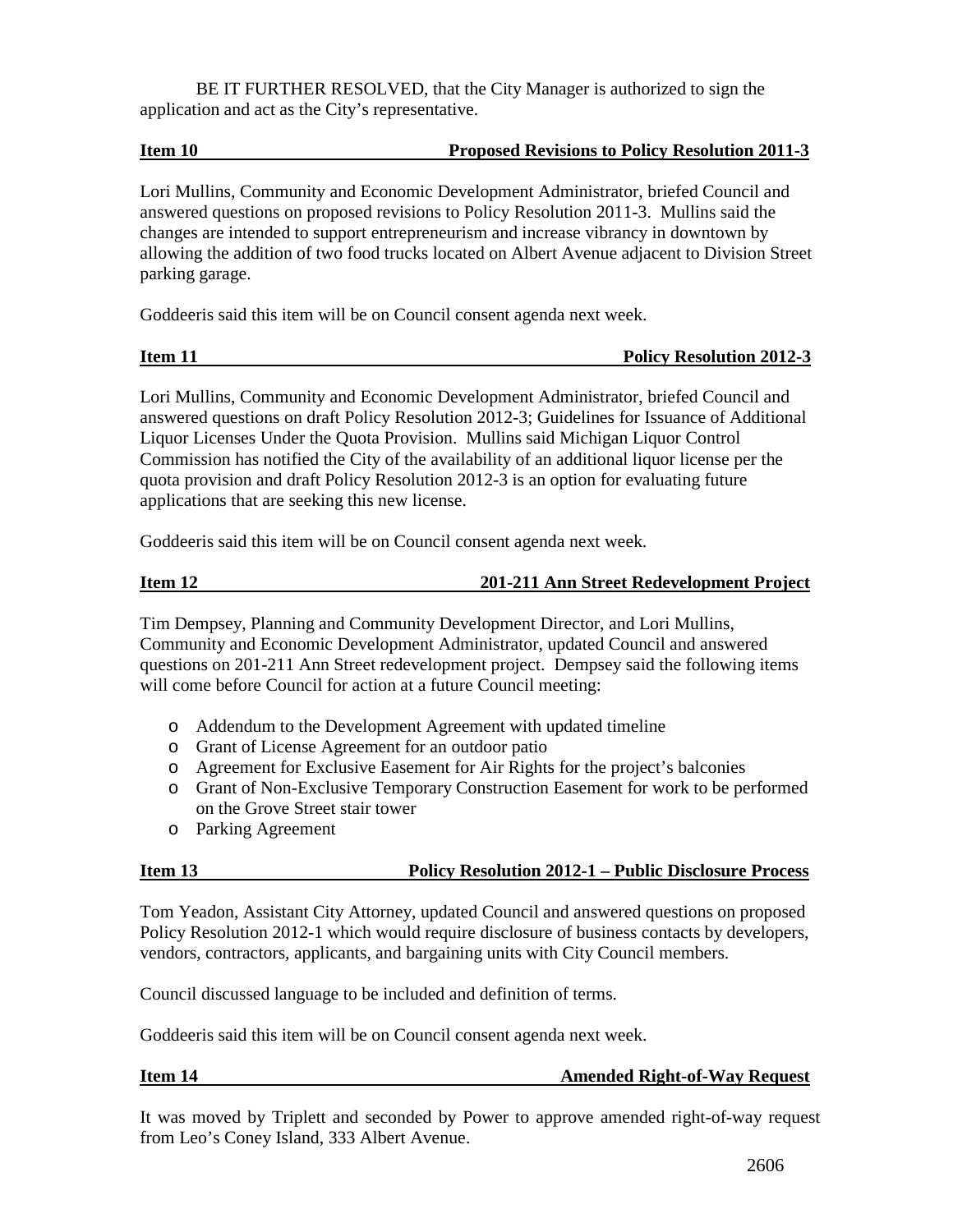BE IT FURTHER RESOLVED, that the City Manager is authorized to sign the application and act as the City's representative.

**Item 10 Proposed Revisions to Policy Resolution 2011-3**

Lori Mullins, Community and Economic Development Administrator, briefed Council and answered questions on proposed revisions to Policy Resolution 2011-3. Mullins said the changes are intended to support entrepreneurism and increase vibrancy in downtown by allowing the addition of two food trucks located on Albert Avenue adjacent to Division Street parking garage.

Goddeeris said this item will be on Council consent agenda next week.

**Item 11 Policy Resolution 2012-3**

Lori Mullins, Community and Economic Development Administrator, briefed Council and answered questions on draft Policy Resolution 2012-3; Guidelines for Issuance of Additional Liquor Licenses Under the Quota Provision. Mullins said Michigan Liquor Control Commission has notified the City of the availability of an additional liquor license per the quota provision and draft Policy Resolution 2012-3 is an option for evaluating future applications that are seeking this new license.

Goddeeris said this item will be on Council consent agenda next week.

**Item 12 201-211 Ann Street Redevelopment Project**

Tim Dempsey, Planning and Community Development Director, and Lori Mullins, Community and Economic Development Administrator, updated Council and answered questions on 201-211 Ann Street redevelopment project. Dempsey said the following items will come before Council for action at a future Council meeting:

- Addendum to the Development Agreement with updated timeline
- Grant of License Agreement for an outdoor patio
- Agreement for Exclusive Easement for Air Rights for the project's balconies
- Grant of Non-Exclusive Temporary Construction Easement for work to be performed on the Grove Street stair tower
- Parking Agreement

**Item 13 Policy Resolution 2012-1 – Public Disclosure Process**

Tom Yeadon, Assistant City Attorney, updated Council and answered questions on proposed Policy Resolution 2012-1 which would require disclosure of business contacts by developers, vendors, contractors, applicants, and bargaining units with City Council members.

Council discussed language to be included and definition of terms.

Goddeeris said this item will be on Council consent agenda next week.

**Item 14 Amended Right-of-Way Request**

It was moved by Triplett and seconded by Power to approve amended right-of-way request from Leo's Coney Island, 333 Albert Avenue.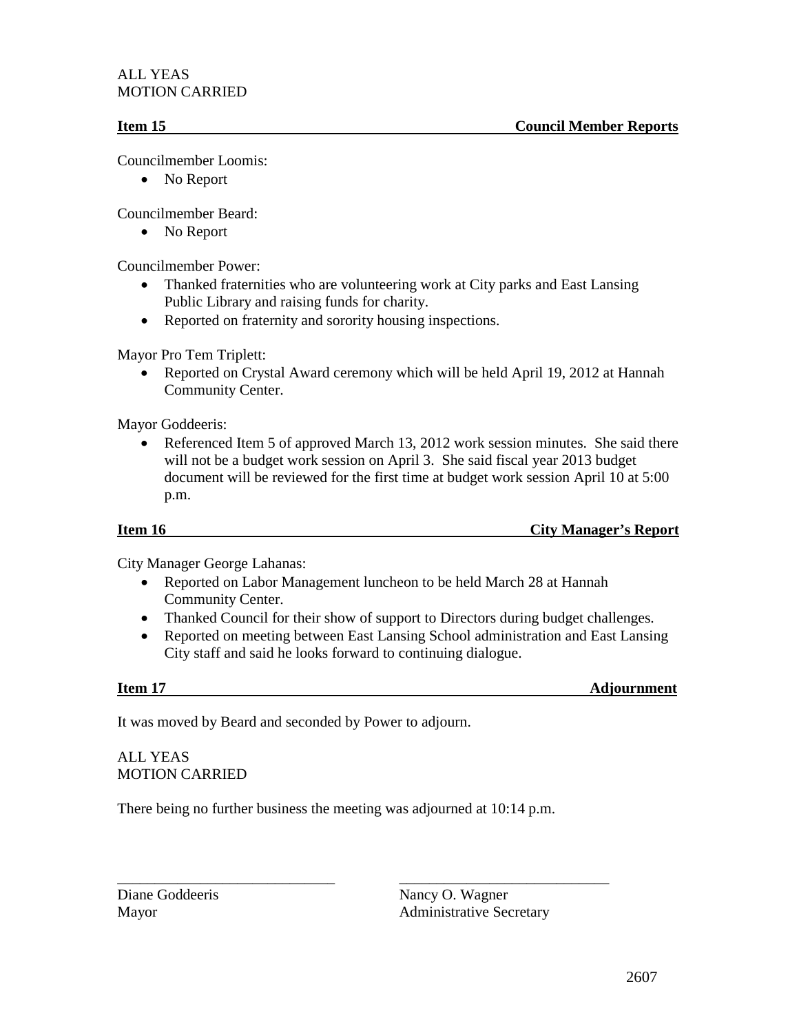ALL YEAS
MOTION CARRIED

**Item 15 Council Member Reports**

Councilmember Loomis:

- No Report

Councilmember Beard:

- No Report

Councilmember Power:

- Thanked fraternities who are volunteering work at City parks and East Lansing Public Library and raising funds for charity.
- Reported on fraternity and sorority housing inspections.

Mayor Pro Tem Triplett:

- Reported on Crystal Award ceremony which will be held April 19, 2012 at Hannah Community Center.

Mayor Goddeeris:

- Referenced Item 5 of approved March 13, 2012 work session minutes. She said there will not be a budget work session on April 3. She said fiscal year 2013 budget document will be reviewed for the first time at budget work session April 10 at 5:00 p.m.

**Item 16 City Manager's Report**

City Manager George Lahanas:

- Reported on Labor Management luncheon to be held March 28 at Hannah Community Center.
- Thanked Council for their show of support to Directors during budget challenges.
- Reported on meeting between East Lansing School administration and East Lansing City staff and said he looks forward to continuing dialogue.

**Item 17 Adjournment**

It was moved by Beard and seconded by Power to adjourn.

ALL YEAS
MOTION CARRIED

There being no further business the meeting was adjourned at 10:14 p.m.

_____________________________ _____________________________

Diane Goddeeris
Mayor

Nancy O. Wagner
Administrative Secretary